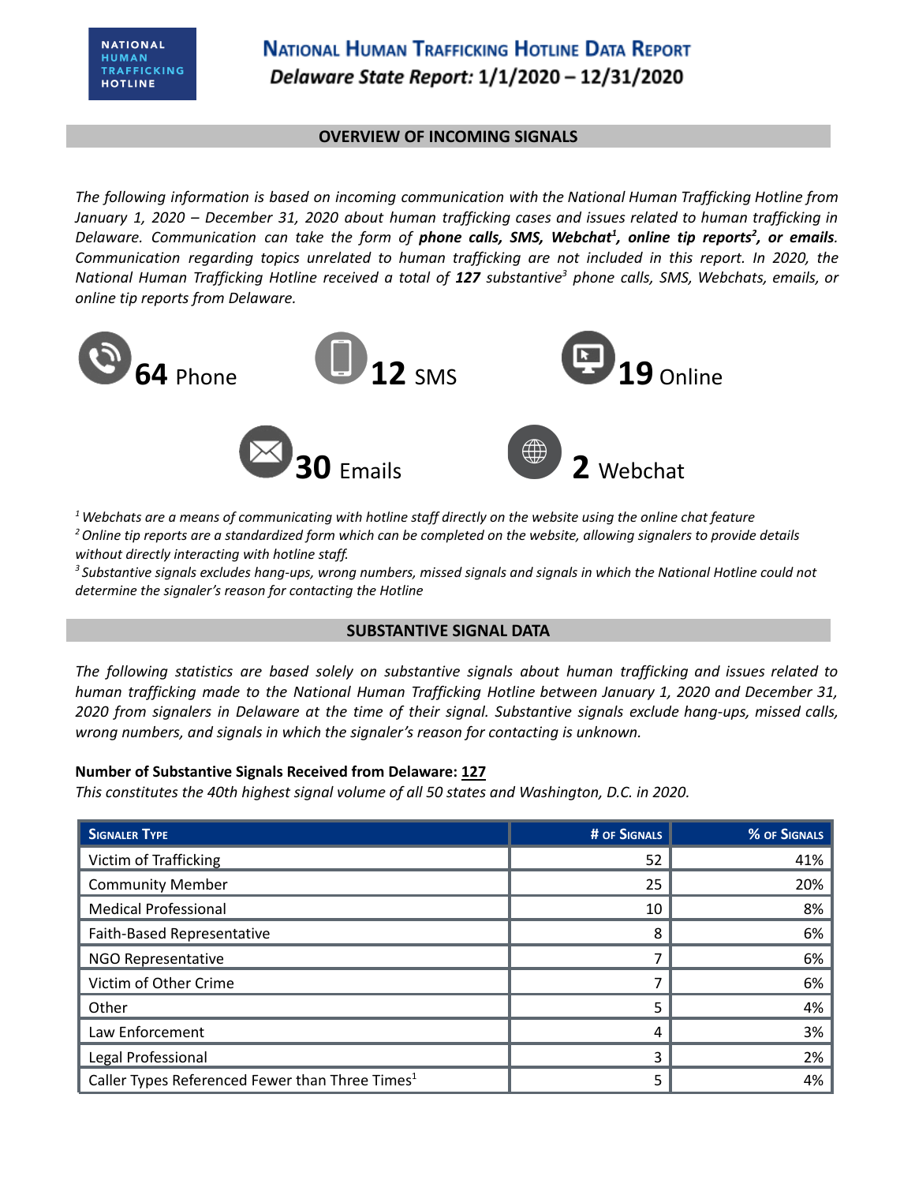# NATIONAL HUMAN TRAFFICKING HOTLINE DATA REPORT

***Delaware State Report:*** **1/1/2020 – 12/31/2020**

## OVERVIEW OF INCOMING SIGNALS

*The following information is based on incoming communication with the National Human Trafficking Hotline from January 1, 2020 – December 31, 2020 about human trafficking cases and issues related to human trafficking in Delaware. Communication can take the form of* ***phone calls, SMS, Webchat[1], online tip reports[2], or emails****. Communication regarding topics unrelated to human trafficking are not included in this report. In 2020, the National Human Trafficking Hotline received a total of* ***127*** *substantive[3] phone calls, SMS, Webchats, emails, or online tip reports from Delaware.*

**64** Phone

**12** SMS

**19** Online

**30** Emails

**2** Webchat

*[1] Webchats are a means of communicating with hotline staff directly on the website using the online chat feature*
*[2] Online tip reports are a standardized form which can be completed on the website, allowing signalers to provide details without directly interacting with hotline staff.*
*[3] Substantive signals excludes hang-ups, wrong numbers, missed signals and signals in which the National Hotline could not determine the signaler's reason for contacting the Hotline*

## SUBSTANTIVE SIGNAL DATA

*The following statistics are based solely on substantive signals about human trafficking and issues related to human trafficking made to the National Human Trafficking Hotline between January 1, 2020 and December 31, 2020 from signalers in Delaware at the time of their signal. Substantive signals exclude hang-ups, missed calls, wrong numbers, and signals in which the signaler's reason for contacting is unknown.*

**Number of Substantive Signals Received from Delaware: 127**
*This constitutes the 40th highest signal volume of all 50 states and Washington, D.C. in 2020.*

| Signaler Type | # of Signals | % of Signals |
|---|---|---|
| Victim of Trafficking | 52 | 41% |
| Community Member | 25 | 20% |
| Medical Professional | 10 | 8% |
| Faith-Based Representative | 8 | 6% |
| NGO Representative | 7 | 6% |
| Victim of Other Crime | 7 | 6% |
| Other | 5 | 4% |
| Law Enforcement | 4 | 3% |
| Legal Professional | 3 | 2% |
| Caller Types Referenced Fewer than Three Times[1] | 5 | 4% |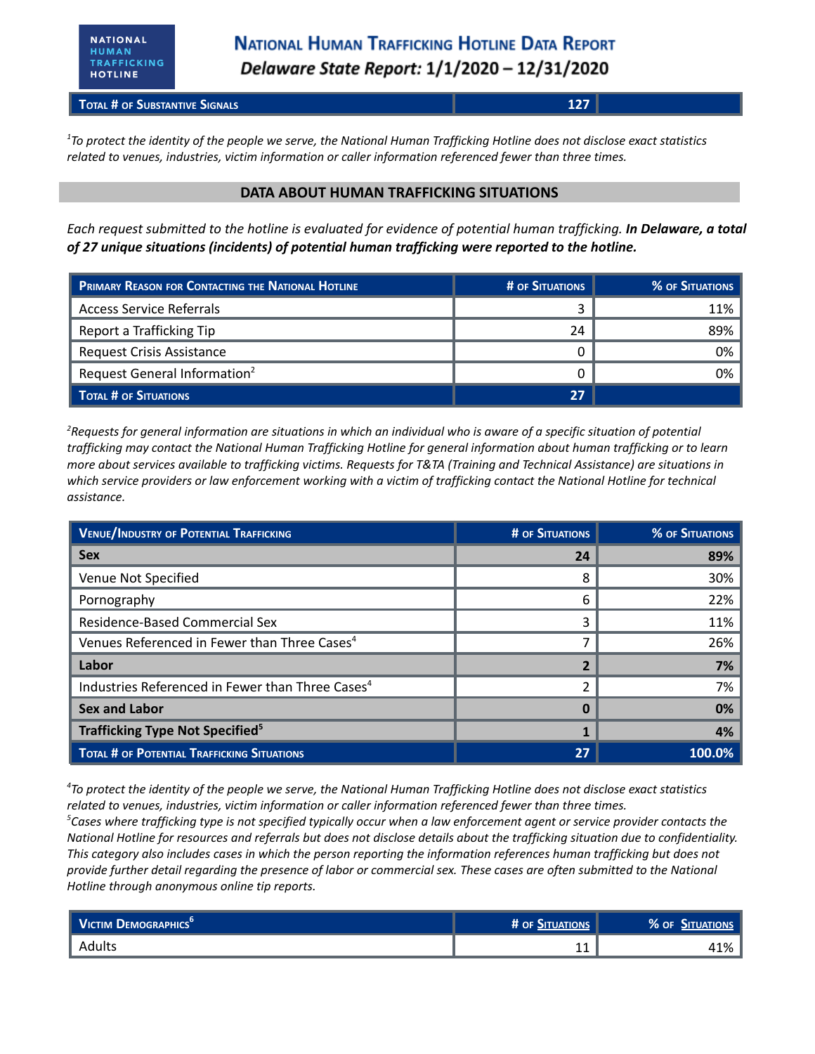| **Total # of Substantive Signals** | **127** | |
|---|---|---|

*[1]To protect the identity of the people we serve, the National Human Trafficking Hotline does not disclose exact statistics related to venues, industries, victim information or caller information referenced fewer than three times.*

## DATA ABOUT HUMAN TRAFFICKING SITUATIONS

*Each request submitted to the hotline is evaluated for evidence of potential human trafficking.* ***In Delaware, a total of 27 unique situations (incidents) of potential human trafficking were reported to the hotline.***

| Primary Reason for Contacting the National Hotline | # of Situations | % of Situations |
|---|---|---|
| Access Service Referrals | 3 | 11% |
| Report a Trafficking Tip | 24 | 89% |
| Request Crisis Assistance | 0 | 0% |
| Request General Information[2] | 0 | 0% |
| **Total # of Situations** | **27** | |

*[2]Requests for general information are situations in which an individual who is aware of a specific situation of potential trafficking may contact the National Human Trafficking Hotline for general information about human trafficking or to learn more about services available to trafficking victims. Requests for T&TA (Training and Technical Assistance) are situations in which service providers or law enforcement working with a victim of trafficking contact the National Hotline for technical assistance.*

| Venue/Industry of Potential Trafficking | # of Situations | % of Situations |
|---|---|---|
| **Sex** | **24** | **89%** |
| Venue Not Specified | 8 | 30% |
| Pornography | 6 | 22% |
| Residence-Based Commercial Sex | 3 | 11% |
| Venues Referenced in Fewer than Three Cases[4] | 7 | 26% |
| **Labor** | **2** | **7%** |
| Industries Referenced in Fewer than Three Cases[4] | 2 | 7% |
| **Sex and Labor** | **0** | **0%** |
| **Trafficking Type Not Specified[5]** | **1** | **4%** |
| **Total # of Potential Trafficking Situations** | **27** | **100.0%** |

*[4]To protect the identity of the people we serve, the National Human Trafficking Hotline does not disclose exact statistics related to venues, industries, victim information or caller information referenced fewer than three times.*
*[5]Cases where trafficking type is not specified typically occur when a law enforcement agent or service provider contacts the National Hotline for resources and referrals but does not disclose details about the trafficking situation due to confidentiality. This category also includes cases in which the person reporting the information references human trafficking but does not provide further detail regarding the presence of labor or commercial sex. These cases are often submitted to the National Hotline through anonymous online tip reports.*

| Victim Demographics[6] | # of Situations | % of Situations |
|---|---|---|
| Adults | 11 | 41% |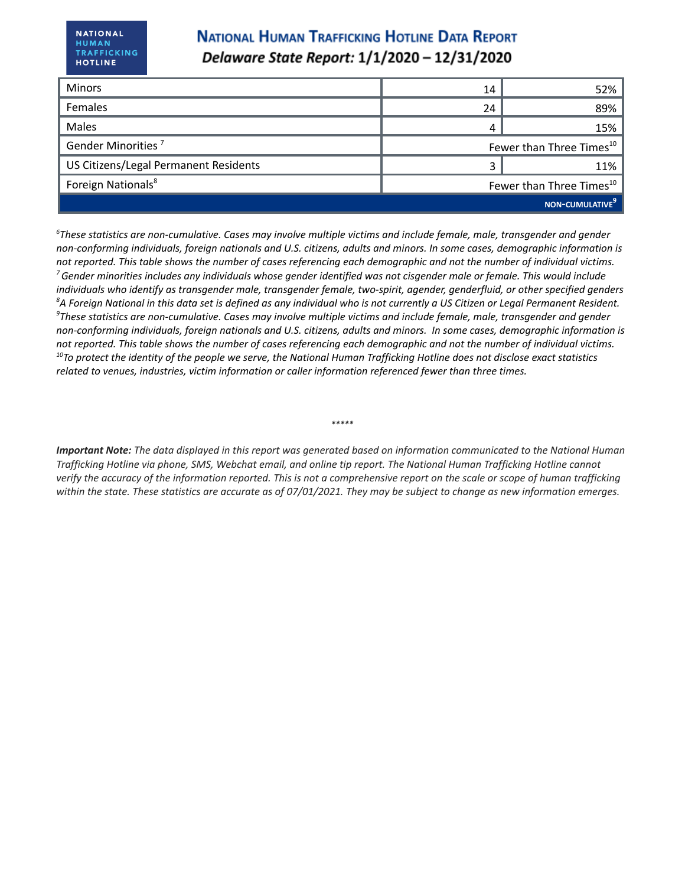| | | |
|---|---|---|
| Minors | 14 | 52% |
| Females | 24 | 89% |
| Males | 4 | 15% |
| Gender Minorities [7] | Fewer than Three Times[10] | |
| US Citizens/Legal Permanent Residents | 3 | 11% |
| Foreign Nationals[8] | Fewer than Three Times[10] | |
| | | NON-CUMULATIVE[9] |

*[6]These statistics are non-cumulative. Cases may involve multiple victims and include female, male, transgender and gender non-conforming individuals, foreign nationals and U.S. citizens, adults and minors. In some cases, demographic information is not reported. This table shows the number of cases referencing each demographic and not the number of individual victims.*
*[7] Gender minorities includes any individuals whose gender identified was not cisgender male or female. This would include individuals who identify as transgender male, transgender female, two-spirit, agender, genderfluid, or other specified genders*
*[8]A Foreign National in this data set is defined as any individual who is not currently a US Citizen or Legal Permanent Resident.*
*[9]These statistics are non-cumulative. Cases may involve multiple victims and include female, male, transgender and gender non-conforming individuals, foreign nationals and U.S. citizens, adults and minors. In some cases, demographic information is not reported. This table shows the number of cases referencing each demographic and not the number of individual victims.*
*[10]To protect the identity of the people we serve, the National Human Trafficking Hotline does not disclose exact statistics related to venues, industries, victim information or caller information referenced fewer than three times.*

*****

***Important Note:** The data displayed in this report was generated based on information communicated to the National Human Trafficking Hotline via phone, SMS, Webchat email, and online tip report. The National Human Trafficking Hotline cannot verify the accuracy of the information reported. This is not a comprehensive report on the scale or scope of human trafficking within the state. These statistics are accurate as of 07/01/2021. They may be subject to change as new information emerges.*